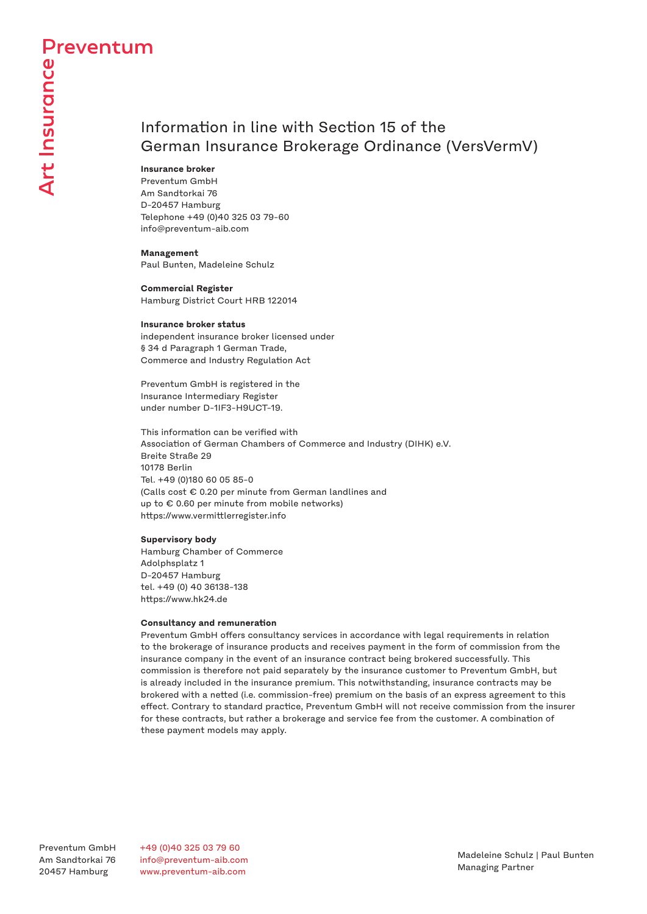Preventum

Art Insurance

# Information in line with Section 15 of the German Insurance Brokerage Ordinance (VersVermV)

**Insurance broker**
Preventum GmbH
Am Sandtorkai 76
D-20457 Hamburg
Telephone +49 (0)40 325 03 79-60
info@preventum-aib.com

**Management**
Paul Bunten, Madeleine Schulz

**Commercial Register**
Hamburg District Court HRB 122014

**Insurance broker status**
independent insurance broker licensed under
§ 34 d Paragraph 1 German Trade,
Commerce and Industry Regulation Act

Preventum GmbH is registered in the
Insurance Intermediary Register
under number D-1IF3-H9UCT-19.

This information can be verified with
Association of German Chambers of Commerce and Industry (DIHK) e.V.
Breite Straße 29
10178 Berlin
Tel. +49 (0)180 60 05 85-0
(Calls cost € 0.20 per minute from German landlines and
up to € 0.60 per minute from mobile networks)
https://www.vermittlerregister.info

**Supervisory body**
Hamburg Chamber of Commerce
Adolphsplatz 1
D-20457 Hamburg
tel. +49 (0) 40 36138-138
https://www.hk24.de

**Consultancy and remuneration**
Preventum GmbH offers consultancy services in accordance with legal requirements in relation to the brokerage of insurance products and receives payment in the form of commission from the insurance company in the event of an insurance contract being brokered successfully. This commission is therefore not paid separately by the insurance customer to Preventum GmbH, but is already included in the insurance premium. This notwithstanding, insurance contracts may be brokered with a netted (i.e. commission-free) premium on the basis of an express agreement to this effect. Contrary to standard practice, Preventum GmbH will not receive commission from the insurer for these contracts, but rather a brokerage and service fee from the customer. A combination of these payment models may apply.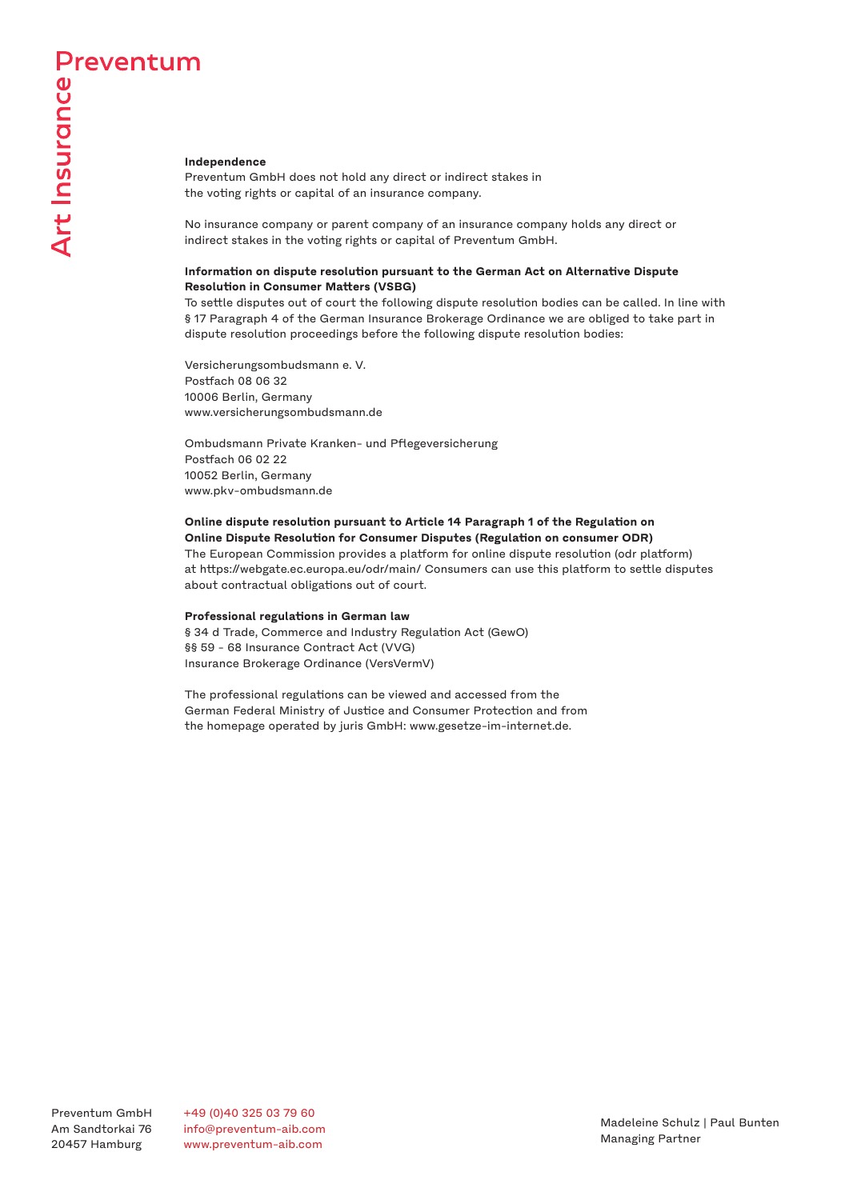**Independence**

Preventum GmbH does not hold any direct or indirect stakes in the voting rights or capital of an insurance company.

No insurance company or parent company of an insurance company holds any direct or indirect stakes in the voting rights or capital of Preventum GmbH.

**Information on dispute resolution pursuant to the German Act on Alternative Dispute Resolution in Consumer Matters (VSBG)**

To settle disputes out of court the following dispute resolution bodies can be called. In line with § 17 Paragraph 4 of the German Insurance Brokerage Ordinance we are obliged to take part in dispute resolution proceedings before the following dispute resolution bodies:

Versicherungsombudsmann e. V.
Postfach 08 06 32
10006 Berlin, Germany
www.versicherungsombudsmann.de

Ombudsmann Private Kranken- und Pflegeversicherung
Postfach 06 02 22
10052 Berlin, Germany
www.pkv-ombudsmann.de

**Online dispute resolution pursuant to Article 14 Paragraph 1 of the Regulation on Online Dispute Resolution for Consumer Disputes (Regulation on consumer ODR)**

The European Commission provides a platform for online dispute resolution (odr platform) at https://webgate.ec.europa.eu/odr/main/ Consumers can use this platform to settle disputes about contractual obligations out of court.

**Professional regulations in German law**

§ 34 d Trade, Commerce and Industry Regulation Act (GewO)
§§ 59 - 68 Insurance Contract Act (VVG)
Insurance Brokerage Ordinance (VersVermV)

The professional regulations can be viewed and accessed from the German Federal Ministry of Justice and Consumer Protection and from the homepage operated by juris GmbH: www.gesetze-im-internet.de.